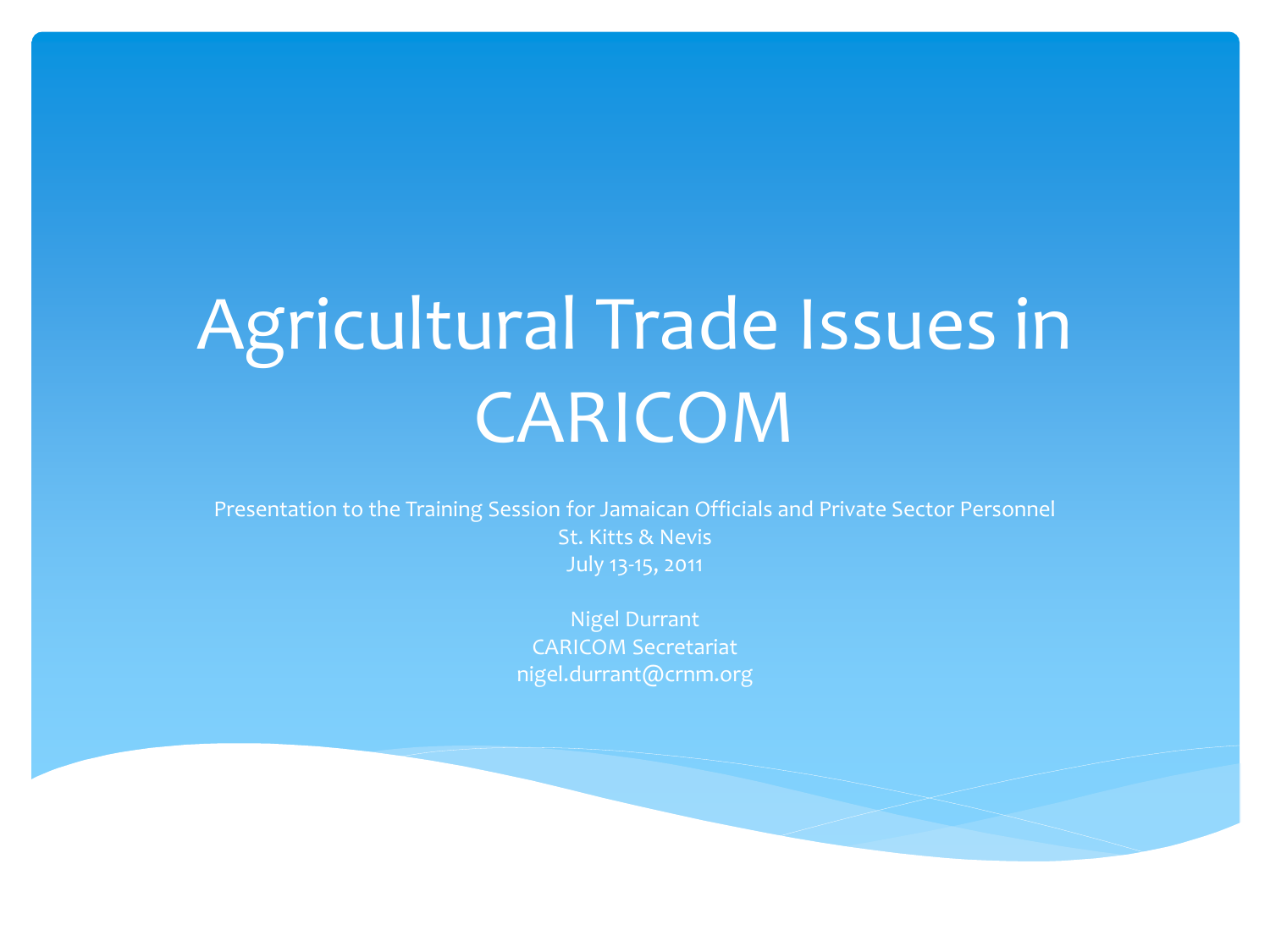# Agricultural Trade Issues in CARICOM

Presentation to the Training Session for Jamaican Officials and Private Sector Personnel
St. Kitts & Nevis
July 13-15, 2011

Nigel Durrant
CARICOM Secretariat
nigel.durrant@crnm.org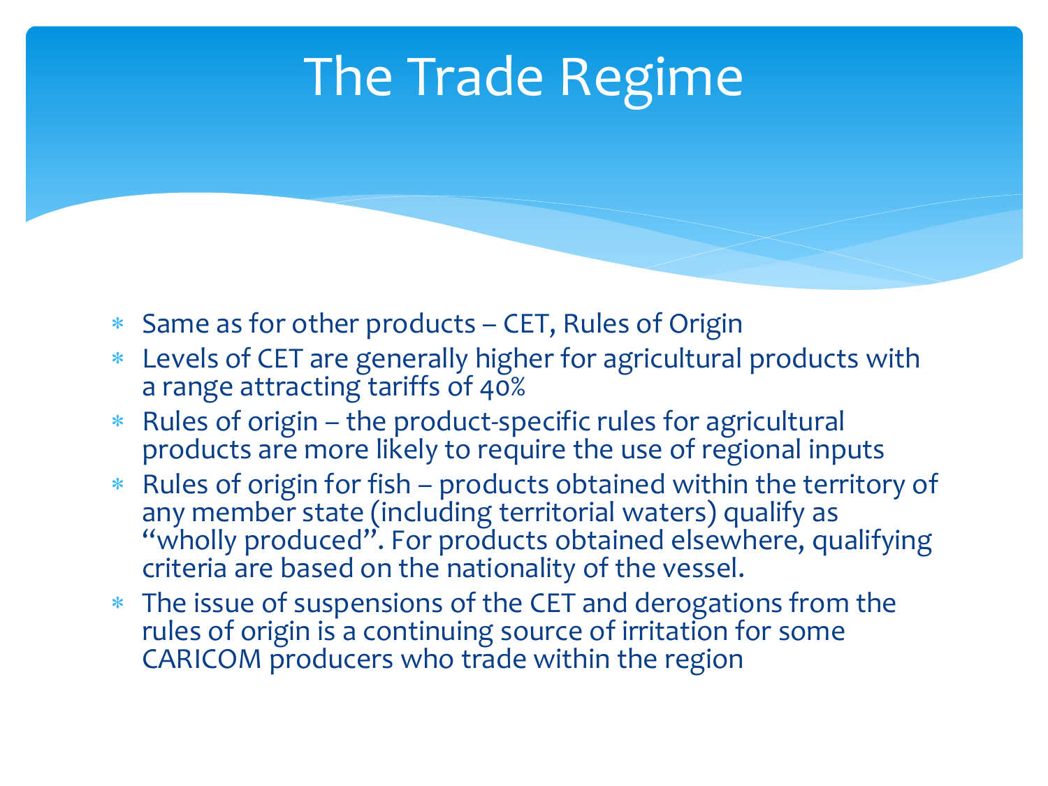# The Trade Regime

* Same as for other products – CET, Rules of Origin
* Levels of CET are generally higher for agricultural products with a range attracting tariffs of 40%
* Rules of origin – the product-specific rules for agricultural products are more likely to require the use of regional inputs
* Rules of origin for fish – products obtained within the territory of any member state (including territorial waters) qualify as "wholly produced". For products obtained elsewhere, qualifying criteria are based on the nationality of the vessel.
* The issue of suspensions of the CET and derogations from the rules of origin is a continuing source of irritation for some CARICOM producers who trade within the region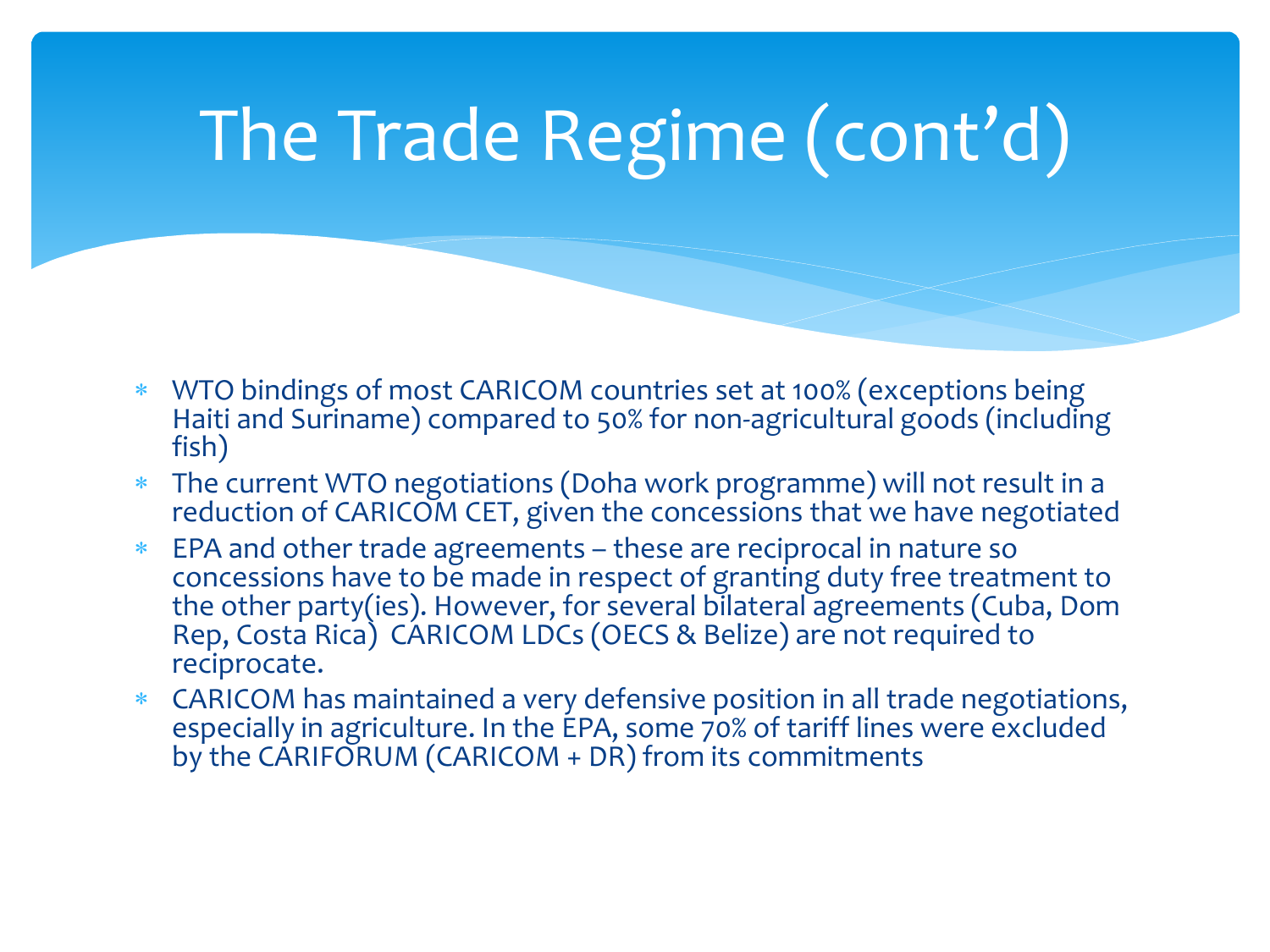# The Trade Regime (cont'd)

- WTO bindings of most CARICOM countries set at 100% (exceptions being Haiti and Suriname) compared to 50% for non-agricultural goods (including fish)
- The current WTO negotiations (Doha work programme) will not result in a reduction of CARICOM CET, given the concessions that we have negotiated
- EPA and other trade agreements – these are reciprocal in nature so concessions have to be made in respect of granting duty free treatment to the other party(ies). However, for several bilateral agreements (Cuba, Dom Rep, Costa Rica) CARICOM LDCs (OECS & Belize) are not required to reciprocate.
- CARICOM has maintained a very defensive position in all trade negotiations, especially in agriculture. In the EPA, some 70% of tariff lines were excluded by the CARIFORUM (CARICOM + DR) from its commitments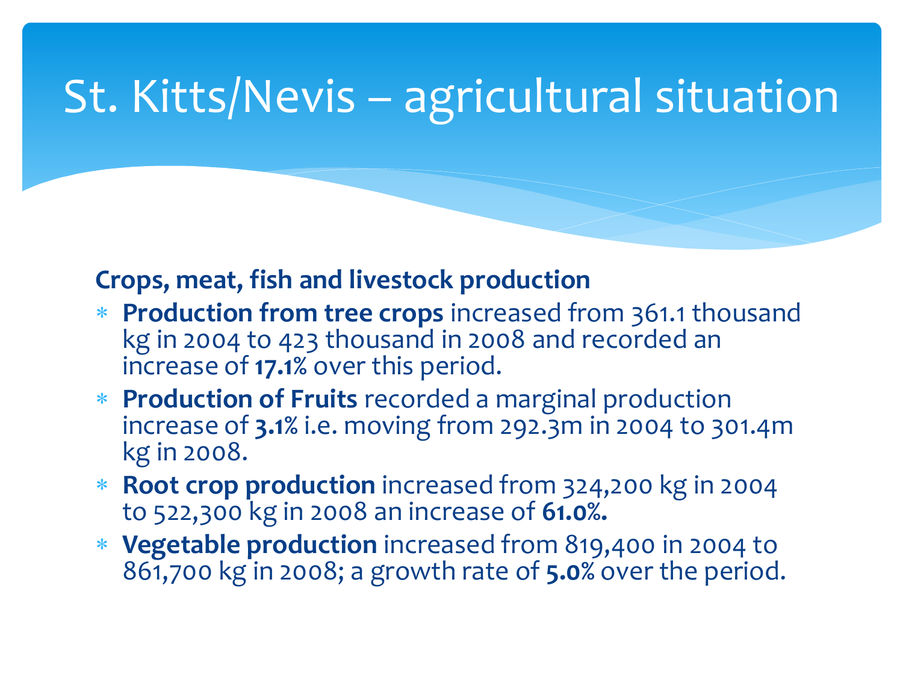# St. Kitts/Nevis – agricultural situation

**Crops, meat, fish and livestock production**

- **Production from tree crops** increased from 361.1 thousand kg in 2004 to 423 thousand in 2008 and recorded an increase of **17.1%** over this period.
- **Production of Fruits** recorded a marginal production increase of **3.1%** i.e. moving from 292.3m in 2004 to 301.4m kg in 2008.
- **Root crop production** increased from 324,200 kg in 2004 to 522,300 kg in 2008 an increase of **61.0%.**
- **Vegetable production** increased from 819,400 in 2004 to 861,700 kg in 2008; a growth rate of **5.0%** over the period.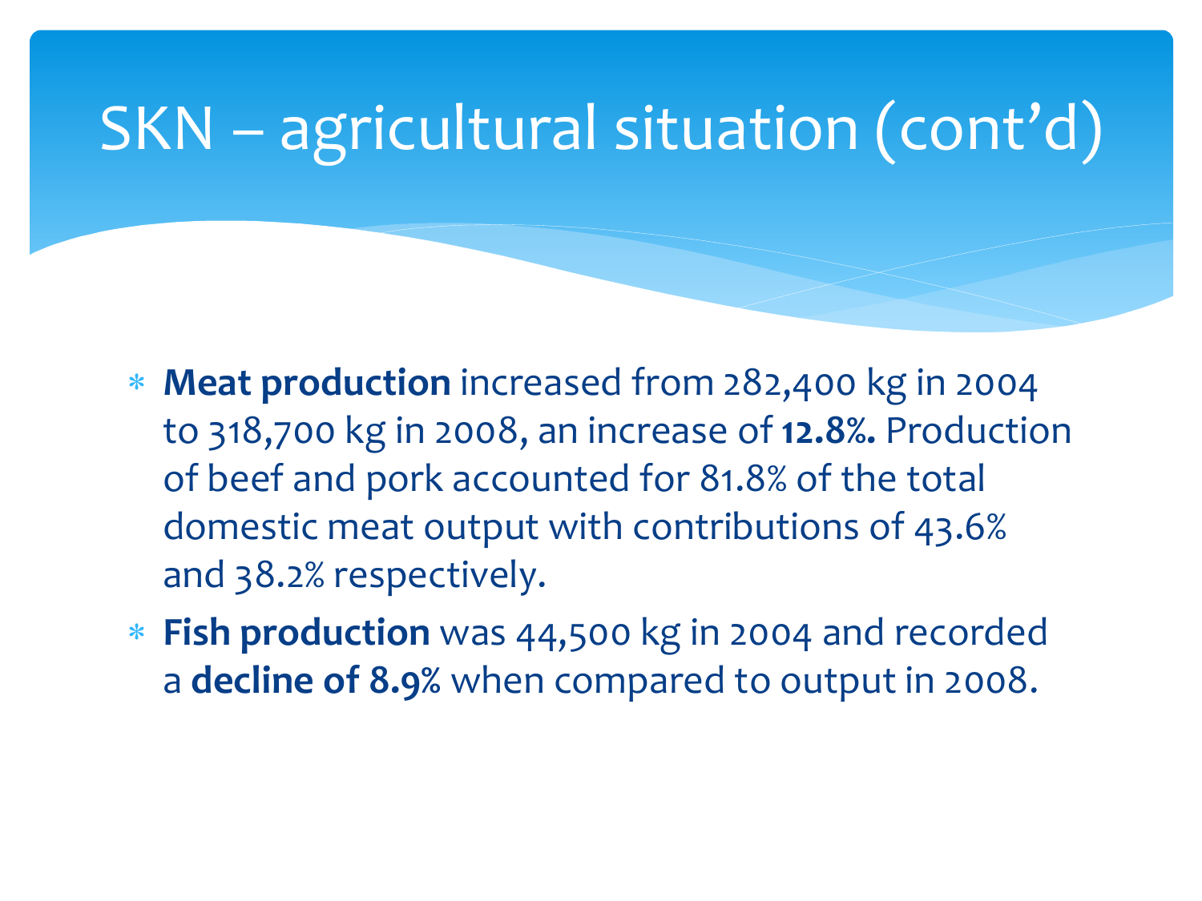# SKN – agricultural situation (cont'd)

- **Meat production** increased from 282,400 kg in 2004 to 318,700 kg in 2008, an increase of **12.8%.** Production of beef and pork accounted for 81.8% of the total domestic meat output with contributions of 43.6% and 38.2% respectively.
- **Fish production** was 44,500 kg in 2004 and recorded a **decline of 8.9%** when compared to output in 2008.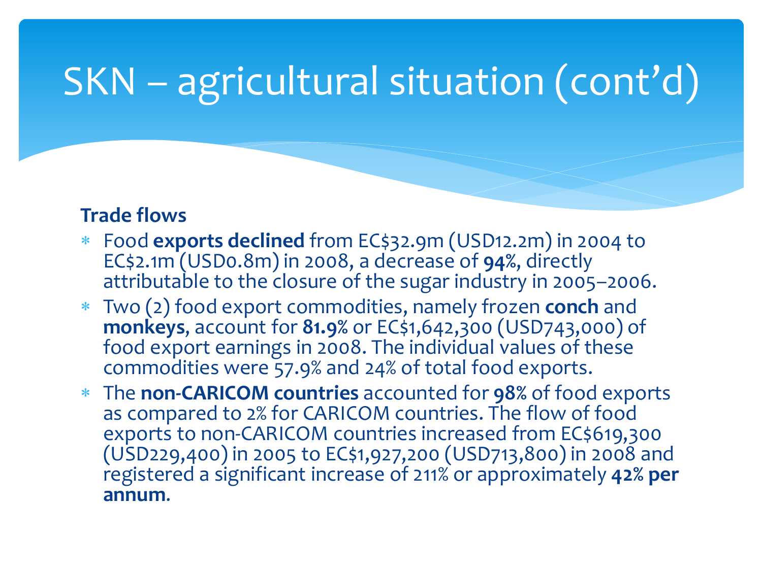# SKN – agricultural situation (cont'd)

**Trade flows**

* Food **exports declined** from EC$32.9m (USD12.2m) in 2004 to EC$2.1m (USD0.8m) in 2008, a decrease of **94%**, directly attributable to the closure of the sugar industry in 2005–2006.
* Two (2) food export commodities, namely frozen **conch** and **monkeys**, account for **81.9%** or EC$1,642,300 (USD743,000) of food export earnings in 2008. The individual values of these commodities were 57.9% and 24% of total food exports.
* The **non-CARICOM countries** accounted for **98%** of food exports as compared to 2% for CARICOM countries. The flow of food exports to non-CARICOM countries increased from EC$619,300 (USD229,400) in 2005 to EC$1,927,200 (USD713,800) in 2008 and registered a significant increase of 211% or approximately **42% per annum**.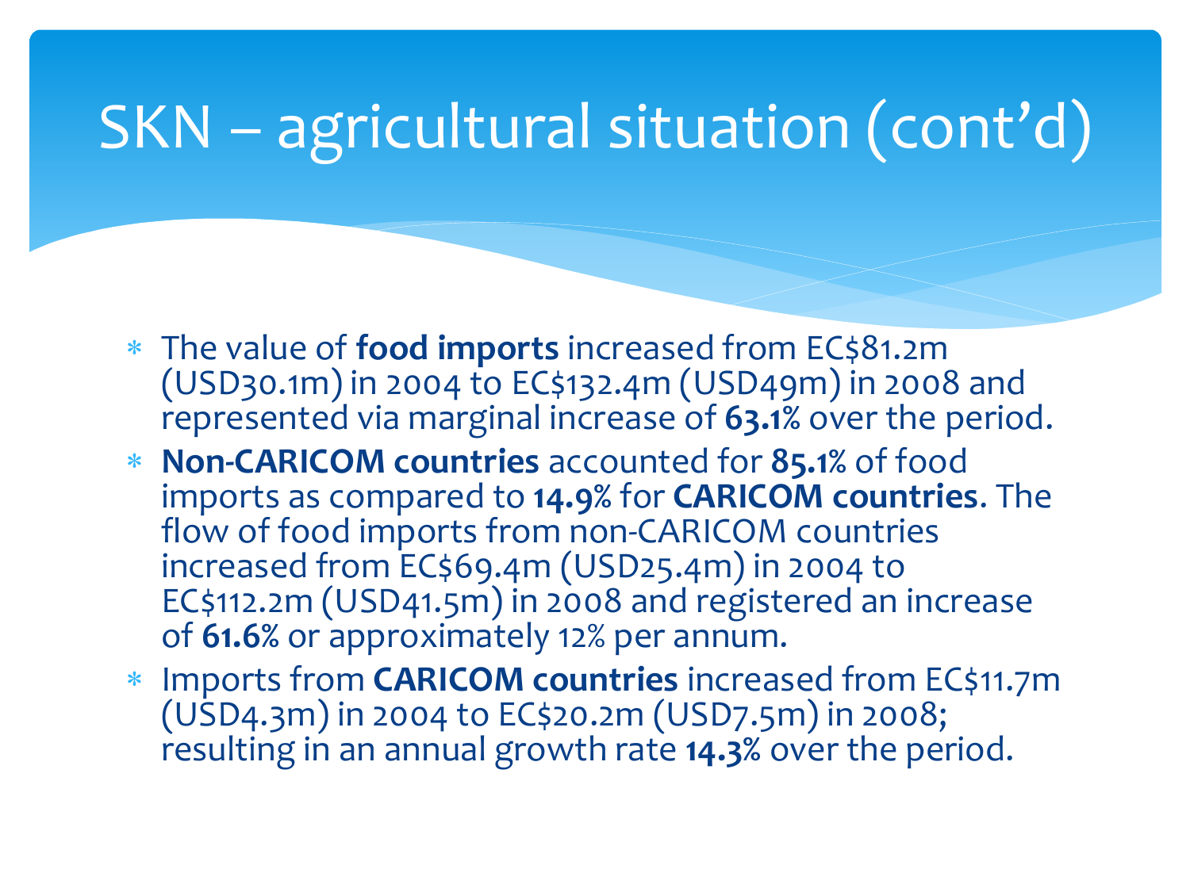# SKN – agricultural situation (cont'd)

- The value of **food imports** increased from EC$81.2m (USD30.1m) in 2004 to EC$132.4m (USD49m) in 2008 and represented via marginal increase of **63.1**% over the period.
- **Non-CARICOM countries** accounted for **85.1**% of food imports as compared to **14.9**% for **CARICOM countries**. The flow of food imports from non-CARICOM countries increased from EC$69.4m (USD25.4m) in 2004 to EC$112.2m (USD41.5m) in 2008 and registered an increase of **61.6**% or approximately 12% per annum.
- Imports from **CARICOM countries** increased from EC$11.7m (USD4.3m) in 2004 to EC$20.2m (USD7.5m) in 2008; resulting in an annual growth rate **14.3**% over the period.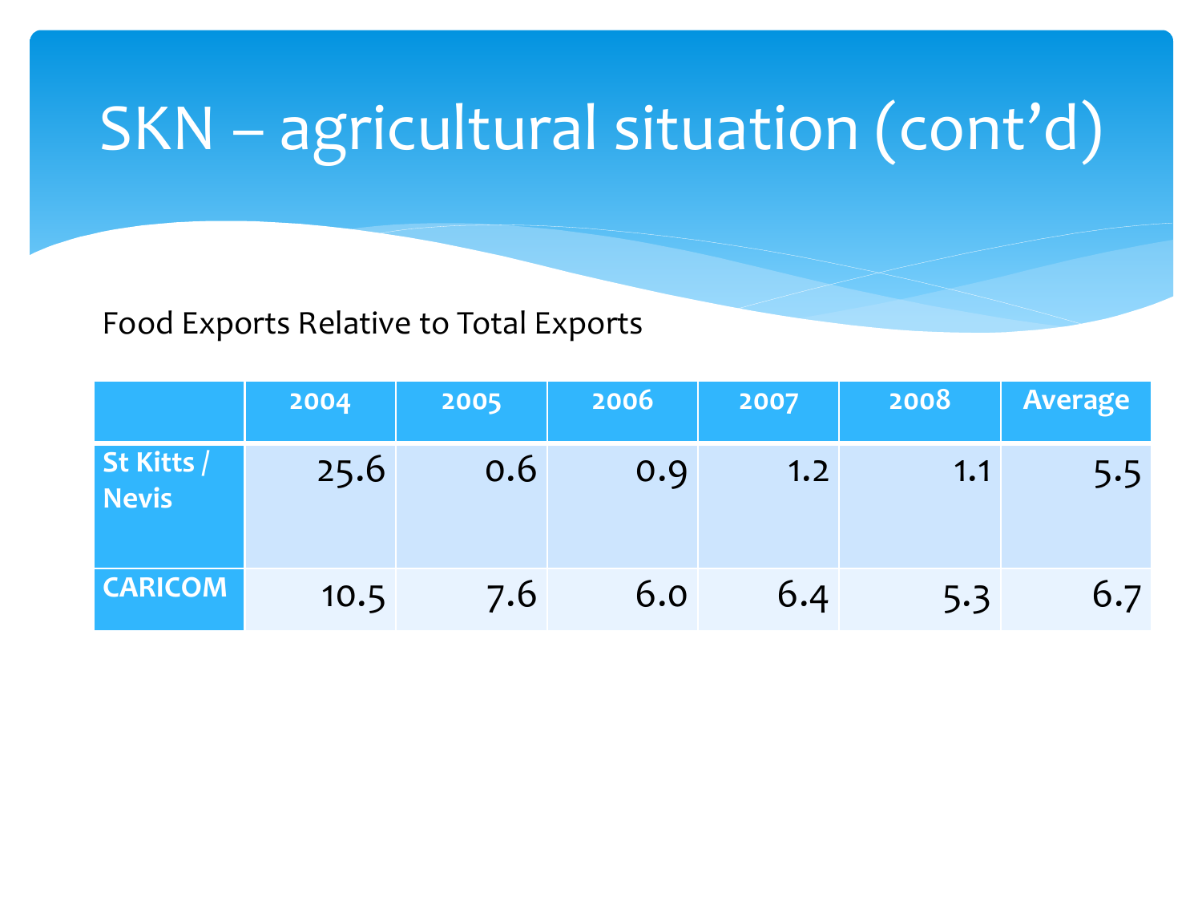# SKN – agricultural situation (cont'd)

Food Exports Relative to Total Exports

| | 2004 | 2005 | 2006 | 2007 | 2008 | Average |
|---|---|---|---|---|---|---|
| **St Kitts / Nevis** | 25.6 | 0.6 | 0.9 | 1.2 | 1.1 | 5.5 |
| **CARICOM** | 10.5 | 7.6 | 6.0 | 6.4 | 5.3 | 6.7 |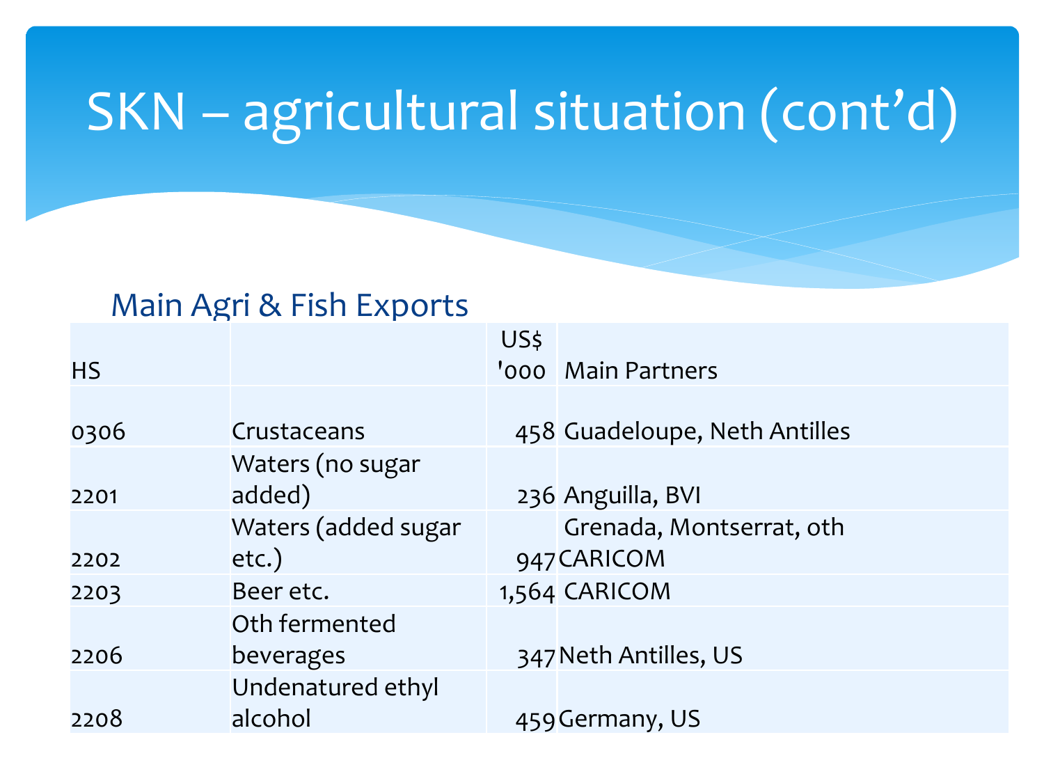# SKN – agricultural situation (cont'd)

## Main Agri & Fish Exports

| HS | | US$ '000 | Main Partners |
|---|---|---|---|
| 0306 | Crustaceans | 458 | Guadeloupe, Neth Antilles |
| 2201 | Waters (no sugar added) | 236 | Anguilla, BVI |
| 2202 | Waters (added sugar etc.) | 947 | Grenada, Montserrat, oth CARICOM |
| 2203 | Beer etc. | 1,564 | CARICOM |
| 2206 | Oth fermented beverages | 347 | Neth Antilles, US |
| 2208 | Undenatured ethyl alcohol | 459 | Germany, US |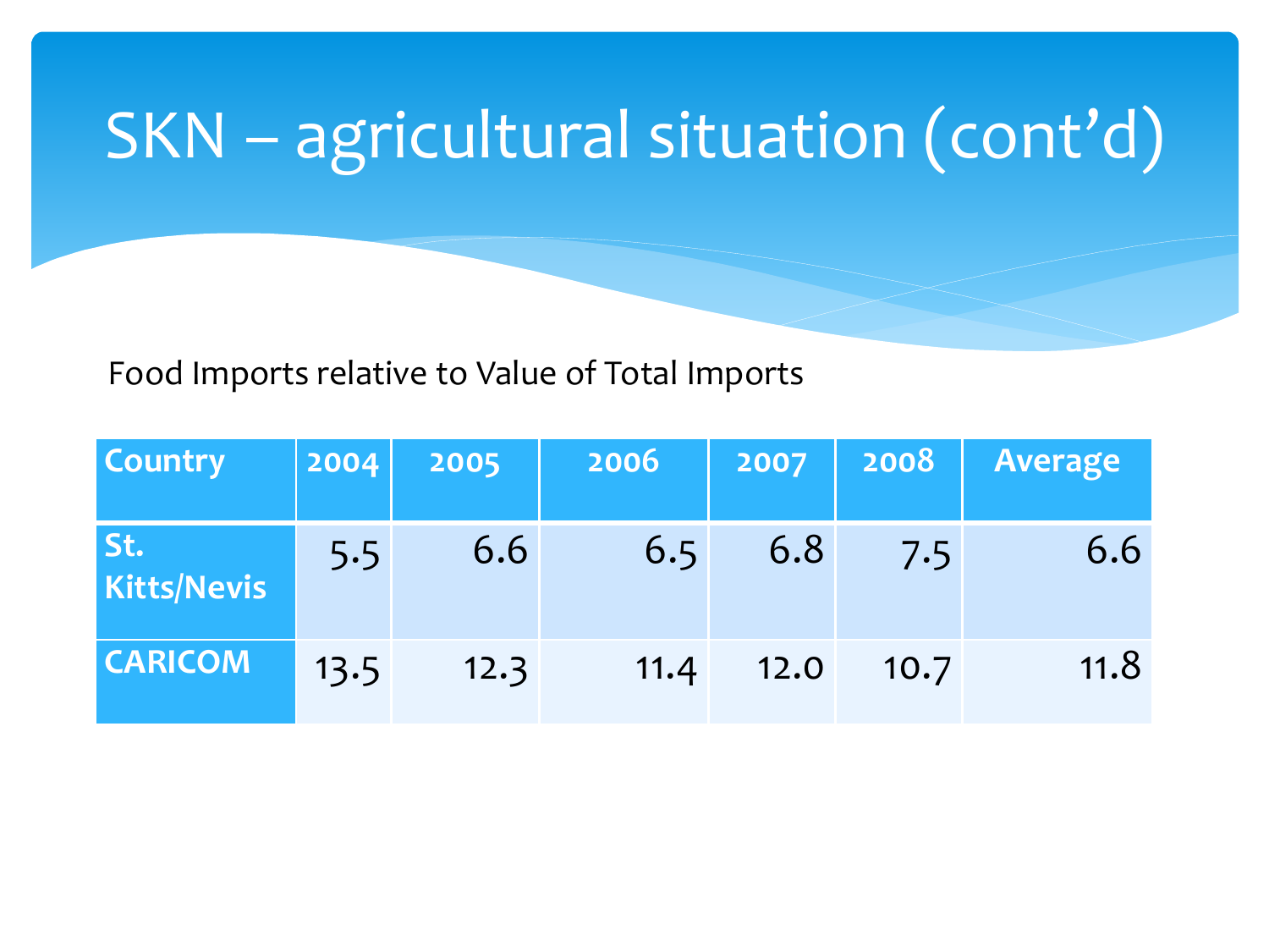# SKN – agricultural situation (cont'd)

Food Imports relative to Value of Total Imports

| Country | 2004 | 2005 | 2006 | 2007 | 2008 | Average |
|---|---|---|---|---|---|---|
| **St. Kitts/Nevis** | 5.5 | 6.6 | 6.5 | 6.8 | 7.5 | 6.6 |
| **CARICOM** | 13.5 | 12.3 | 11.4 | 12.0 | 10.7 | 11.8 |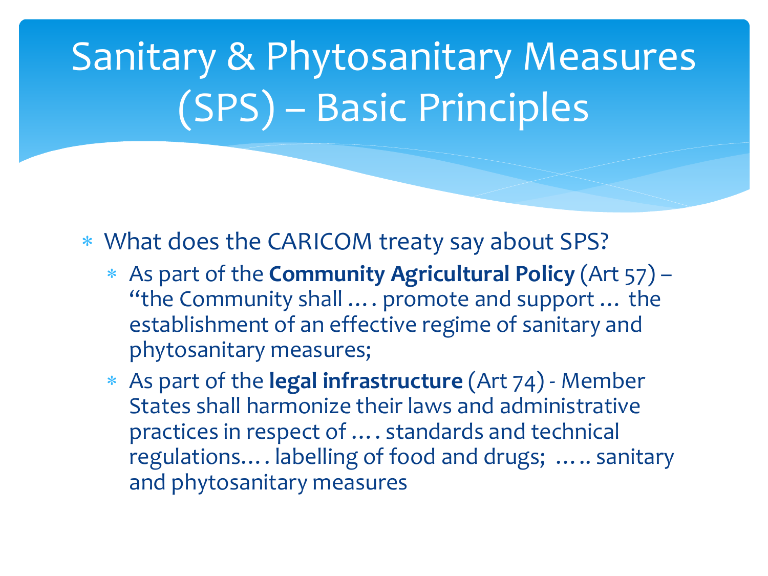# Sanitary & Phytosanitary Measures (SPS) – Basic Principles

- What does the CARICOM treaty say about SPS?
  - As part of the **Community Agricultural Policy** (Art 57) – "the Community shall …. promote and support … the establishment of an effective regime of sanitary and phytosanitary measures;
  - As part of the **legal infrastructure** (Art 74) - Member States shall harmonize their laws and administrative practices in respect of …. standards and technical regulations…. labelling of food and drugs; ….. sanitary and phytosanitary measures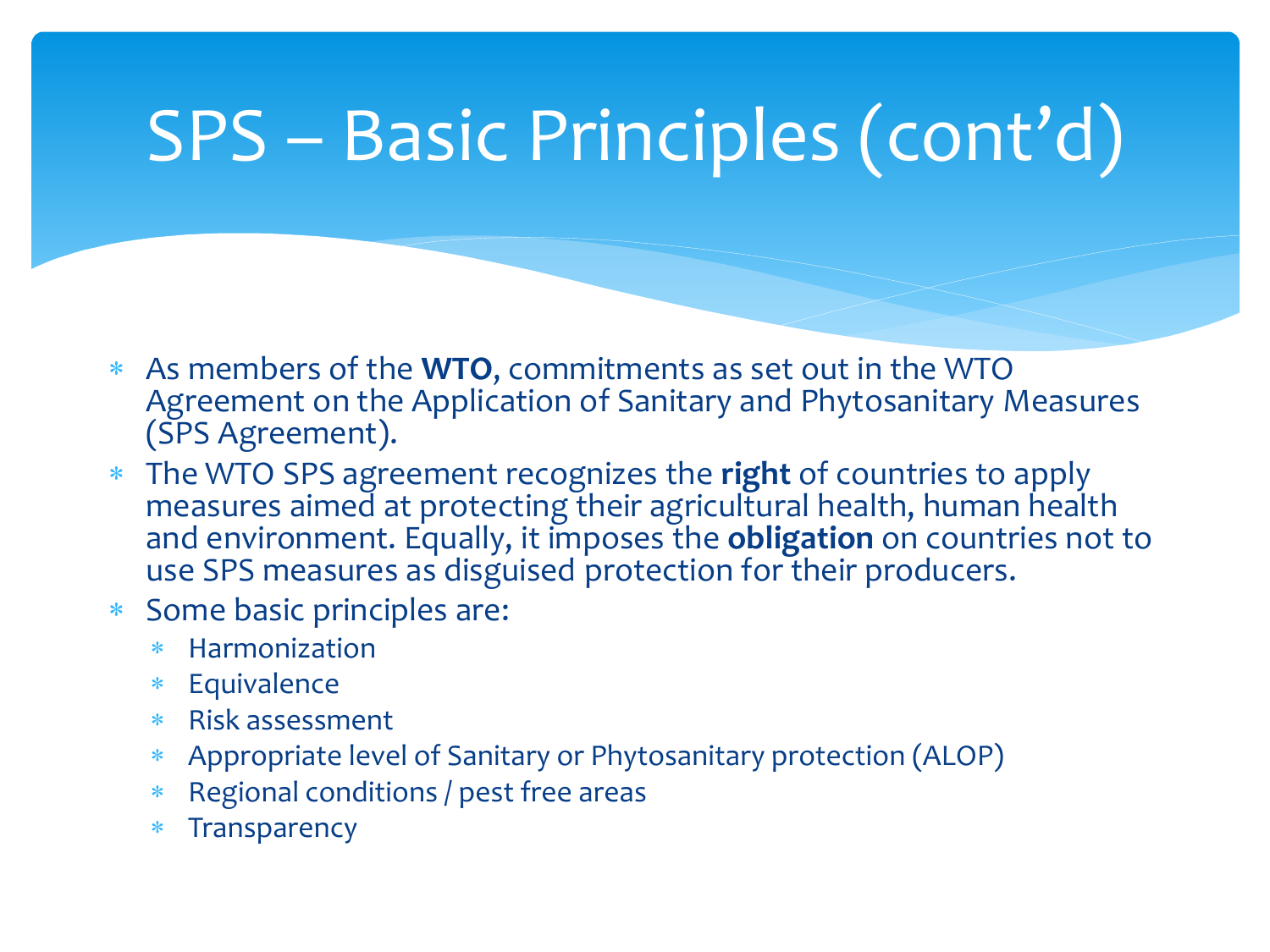# SPS – Basic Principles (cont'd)

- As members of the **WTO**, commitments as set out in the WTO Agreement on the Application of Sanitary and Phytosanitary Measures (SPS Agreement).
- The WTO SPS agreement recognizes the **right** of countries to apply measures aimed at protecting their agricultural health, human health and environment. Equally, it imposes the **obligation** on countries not to use SPS measures as disguised protection for their producers.
- Some basic principles are:
  - Harmonization
  - Equivalence
  - Risk assessment
  - Appropriate level of Sanitary or Phytosanitary protection (ALOP)
  - Regional conditions / pest free areas
  - Transparency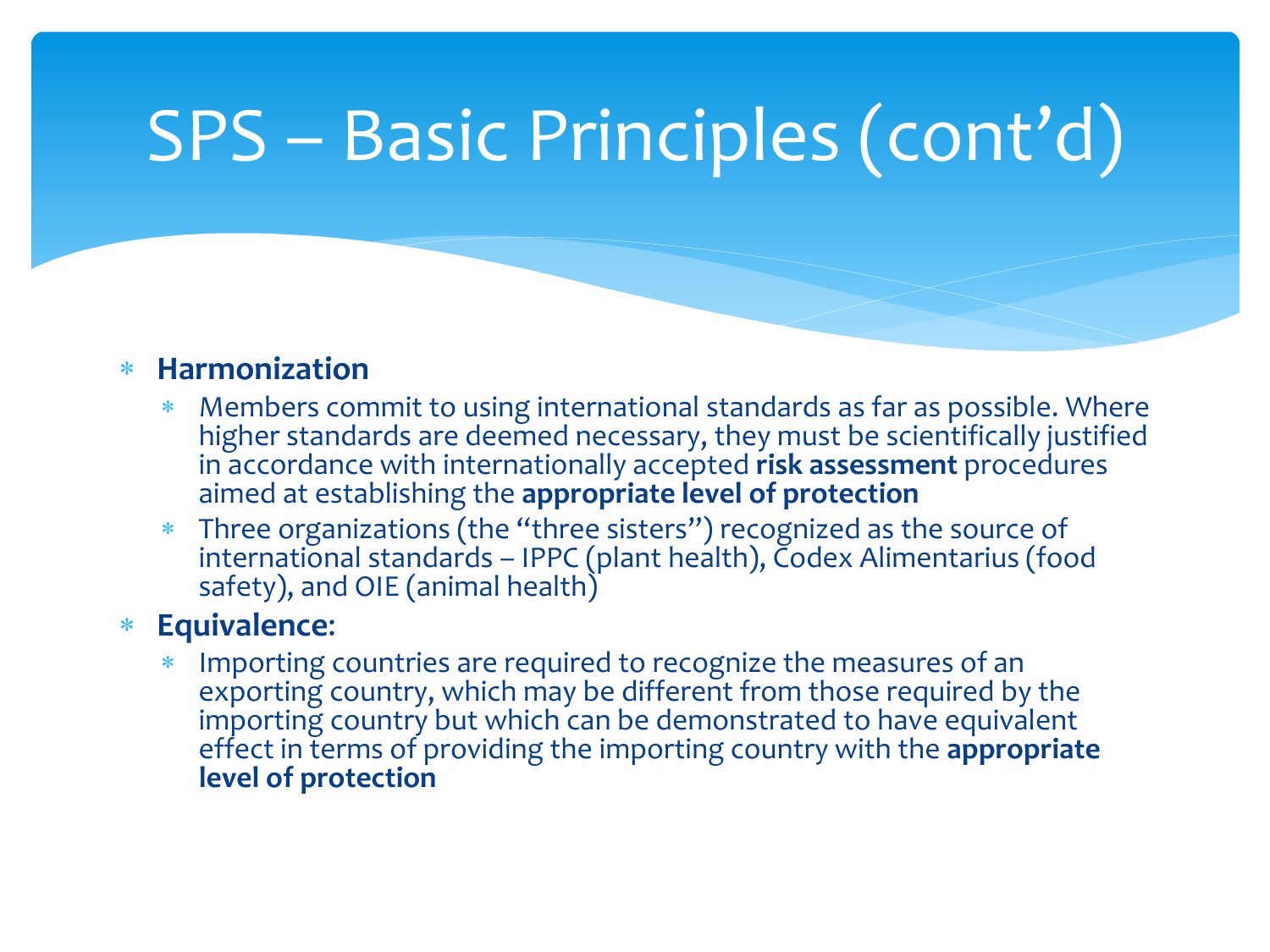# SPS – Basic Principles (cont'd)

- **Harmonization**
  - Members commit to using international standards as far as possible. Where higher standards are deemed necessary, they must be scientifically justified in accordance with internationally accepted **risk assessment** procedures aimed at establishing the **appropriate level of protection**
  - Three organizations (the "three sisters") recognized as the source of international standards – IPPC (plant health), Codex Alimentarius (food safety), and OIE (animal health)
- **Equivalence**:
  - Importing countries are required to recognize the measures of an exporting country, which may be different from those required by the importing country but which can be demonstrated to have equivalent effect in terms of providing the importing country with the **appropriate level of protection**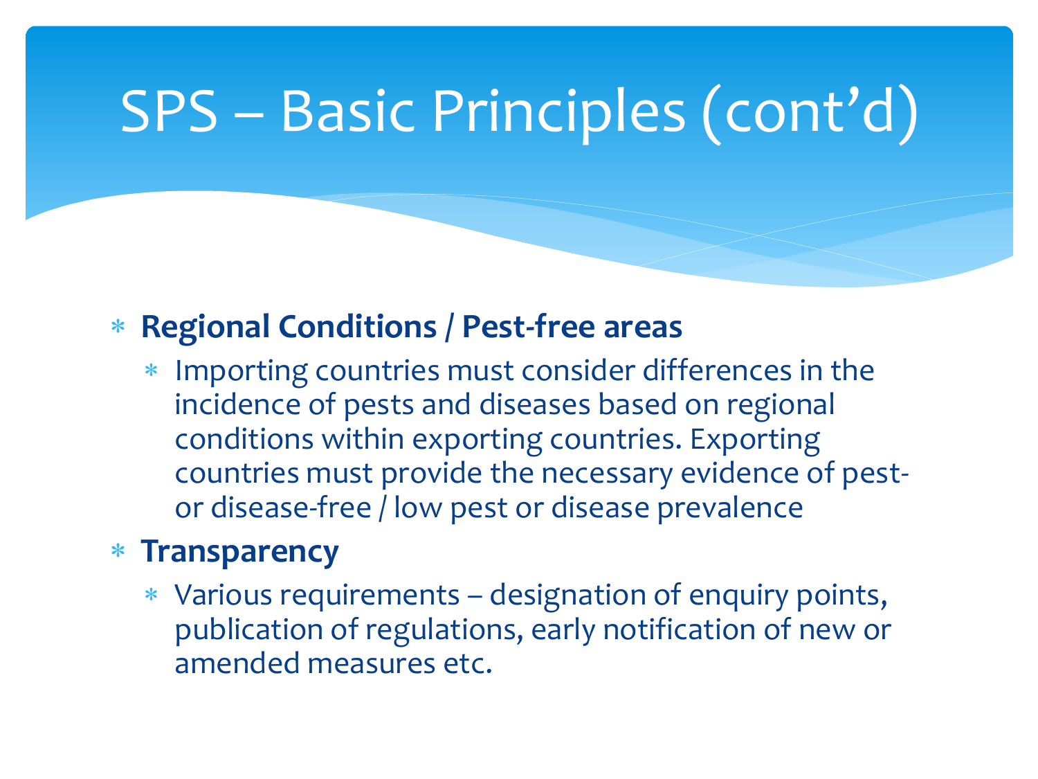# SPS – Basic Principles (cont'd)

- **Regional Conditions / Pest-free areas**
  - Importing countries must consider differences in the incidence of pests and diseases based on regional conditions within exporting countries. Exporting countries must provide the necessary evidence of pest- or disease-free / low pest or disease prevalence
- **Transparency**
  - Various requirements – designation of enquiry points, publication of regulations, early notification of new or amended measures etc.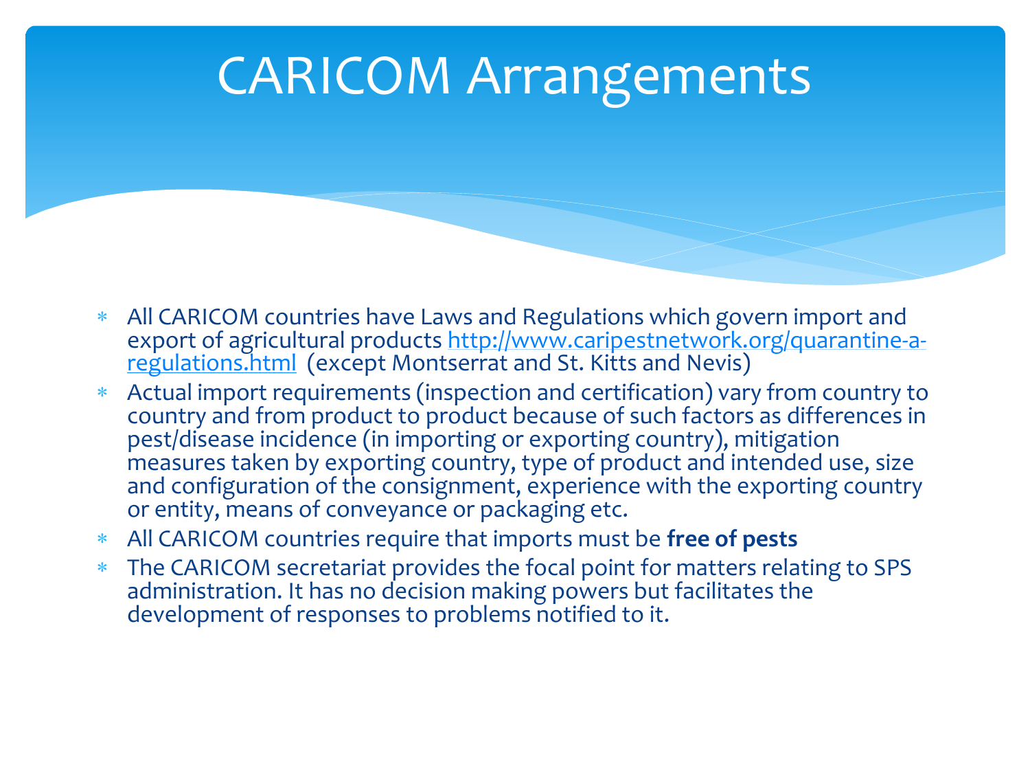# CARICOM Arrangements

- All CARICOM countries have Laws and Regulations which govern import and export of agricultural products http://www.caripestnetwork.org/quarantine-a-regulations.html (except Montserrat and St. Kitts and Nevis)
- Actual import requirements (inspection and certification) vary from country to country and from product to product because of such factors as differences in pest/disease incidence (in importing or exporting country), mitigation measures taken by exporting country, type of product and intended use, size and configuration of the consignment, experience with the exporting country or entity, means of conveyance or packaging etc.
- All CARICOM countries require that imports must be **free of pests**
- The CARICOM secretariat provides the focal point for matters relating to SPS administration. It has no decision making powers but facilitates the development of responses to problems notified to it.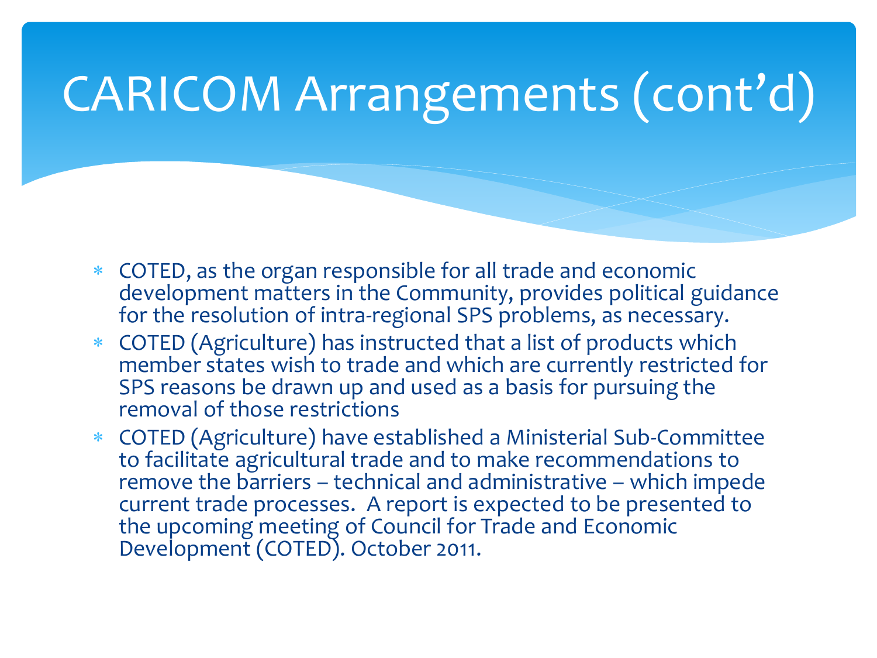# CARICOM Arrangements (cont'd)

- COTED, as the organ responsible for all trade and economic development matters in the Community, provides political guidance for the resolution of intra-regional SPS problems, as necessary.
- COTED (Agriculture) has instructed that a list of products which member states wish to trade and which are currently restricted for SPS reasons be drawn up and used as a basis for pursuing the removal of those restrictions
- COTED (Agriculture) have established a Ministerial Sub-Committee to facilitate agricultural trade and to make recommendations to remove the barriers – technical and administrative – which impede current trade processes. A report is expected to be presented to the upcoming meeting of Council for Trade and Economic Development (COTED). October 2011.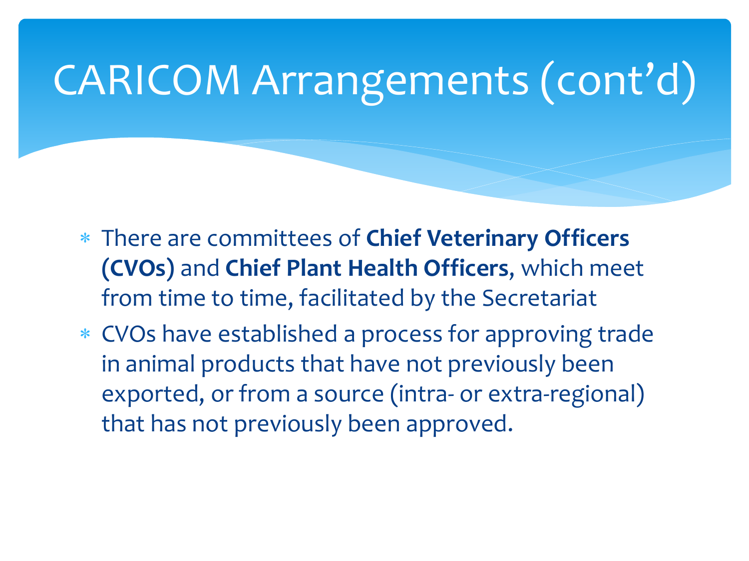# CARICOM Arrangements (cont'd)

- There are committees of **Chief Veterinary Officers (CVOs)** and **Chief Plant Health Officers**, which meet from time to time, facilitated by the Secretariat
- CVOs have established a process for approving trade in animal products that have not previously been exported, or from a source (intra- or extra-regional) that has not previously been approved.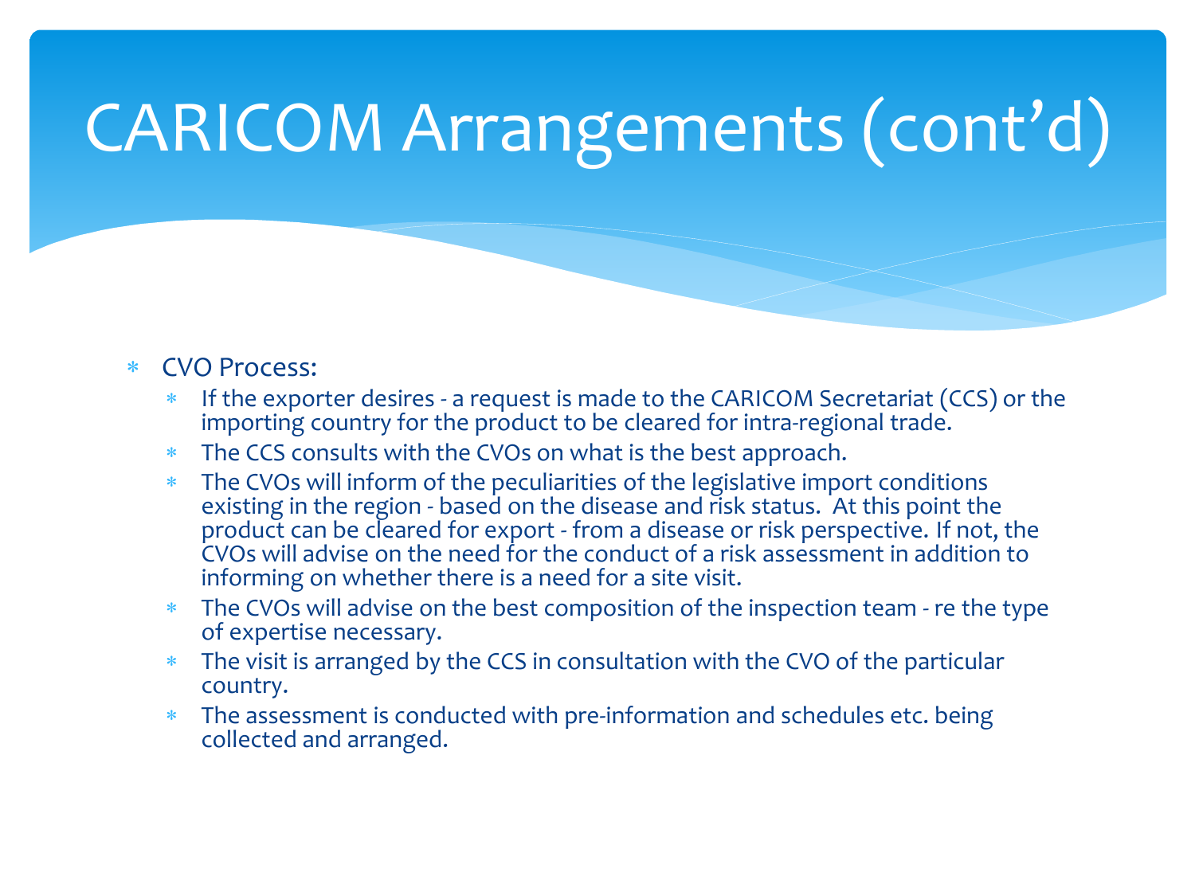# CARICOM Arrangements (cont'd)

- CVO Process:
  - If the exporter desires - a request is made to the CARICOM Secretariat (CCS) or the importing country for the product to be cleared for intra-regional trade.
  - The CCS consults with the CVOs on what is the best approach.
  - The CVOs will inform of the peculiarities of the legislative import conditions existing in the region - based on the disease and risk status. At this point the product can be cleared for export - from a disease or risk perspective. If not, the CVOs will advise on the need for the conduct of a risk assessment in addition to informing on whether there is a need for a site visit.
  - The CVOs will advise on the best composition of the inspection team - re the type of expertise necessary.
  - The visit is arranged by the CCS in consultation with the CVO of the particular country.
  - The assessment is conducted with pre-information and schedules etc. being collected and arranged.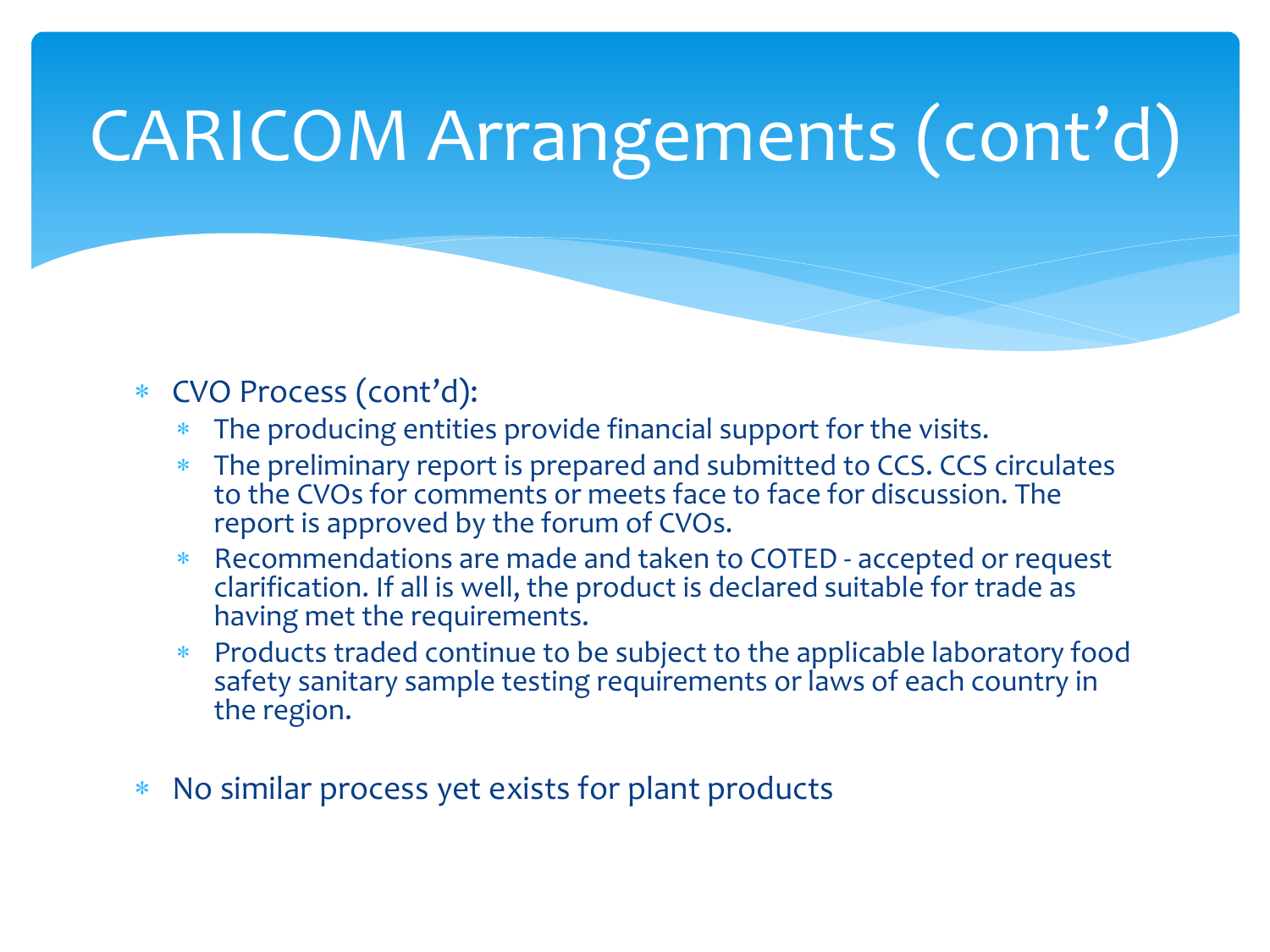# CARICOM Arrangements (cont’d)

- CVO Process (cont’d):
  - The producing entities provide financial support for the visits.
  - The preliminary report is prepared and submitted to CCS. CCS circulates to the CVOs for comments or meets face to face for discussion. The report is approved by the forum of CVOs.
  - Recommendations are made and taken to COTED - accepted or request clarification. If all is well, the product is declared suitable for trade as having met the requirements.
  - Products traded continue to be subject to the applicable laboratory food safety sanitary sample testing requirements or laws of each country in the region.
- No similar process yet exists for plant products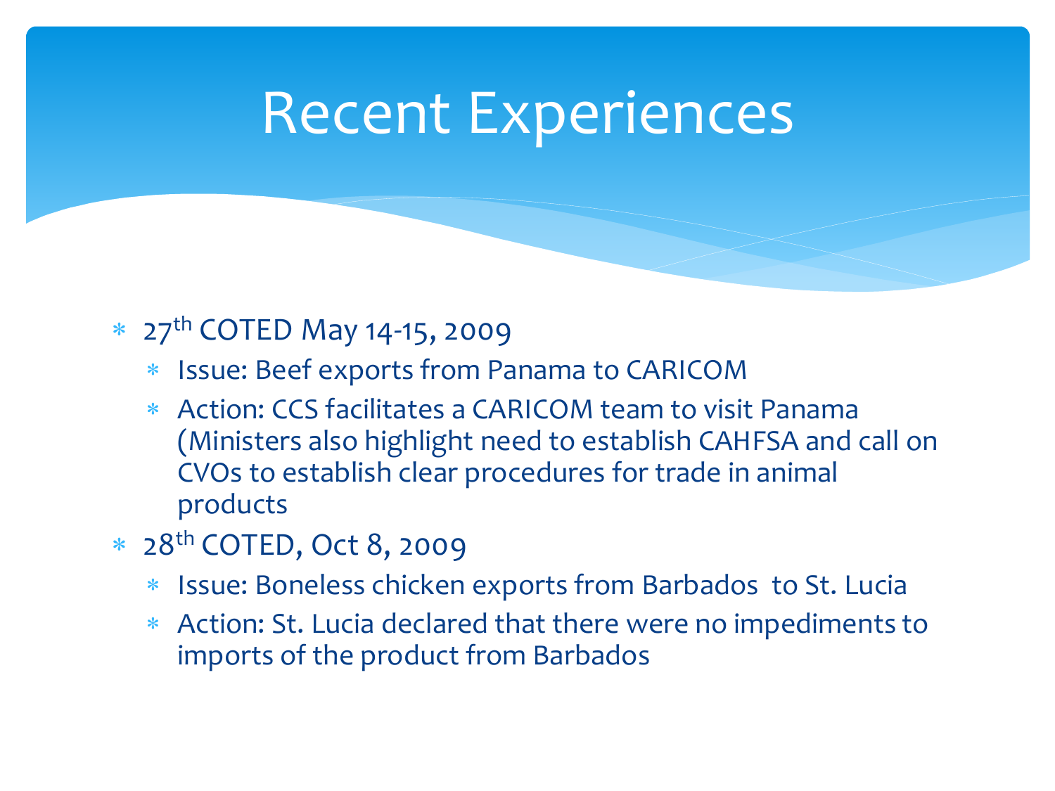# Recent Experiences

- 27th COTED May 14-15, 2009
  - Issue: Beef exports from Panama to CARICOM
  - Action: CCS facilitates a CARICOM team to visit Panama (Ministers also highlight need to establish CAHFSA and call on CVOs to establish clear procedures for trade in animal products
- 28th COTED, Oct 8, 2009
  - Issue: Boneless chicken exports from Barbados to St. Lucia
  - Action: St. Lucia declared that there were no impediments to imports of the product from Barbados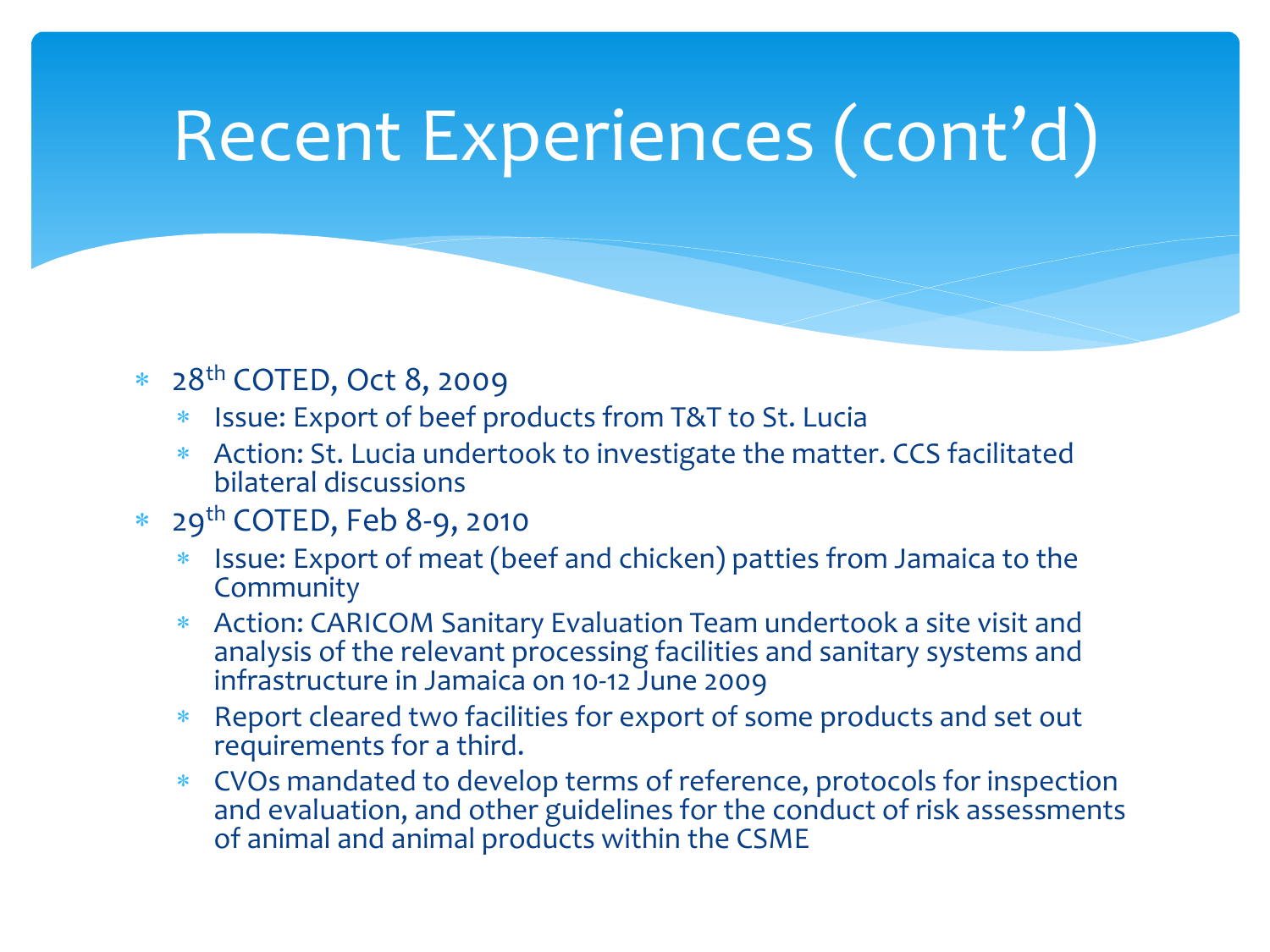# Recent Experiences (cont'd)

- 28th COTED, Oct 8, 2009
  - Issue: Export of beef products from T&T to St. Lucia
  - Action: St. Lucia undertook to investigate the matter. CCS facilitated bilateral discussions
- 29th COTED, Feb 8-9, 2010
  - Issue: Export of meat (beef and chicken) patties from Jamaica to the Community
  - Action: CARICOM Sanitary Evaluation Team undertook a site visit and analysis of the relevant processing facilities and sanitary systems and infrastructure in Jamaica on 10-12 June 2009
  - Report cleared two facilities for export of some products and set out requirements for a third.
  - CVOs mandated to develop terms of reference, protocols for inspection and evaluation, and other guidelines for the conduct of risk assessments of animal and animal products within the CSME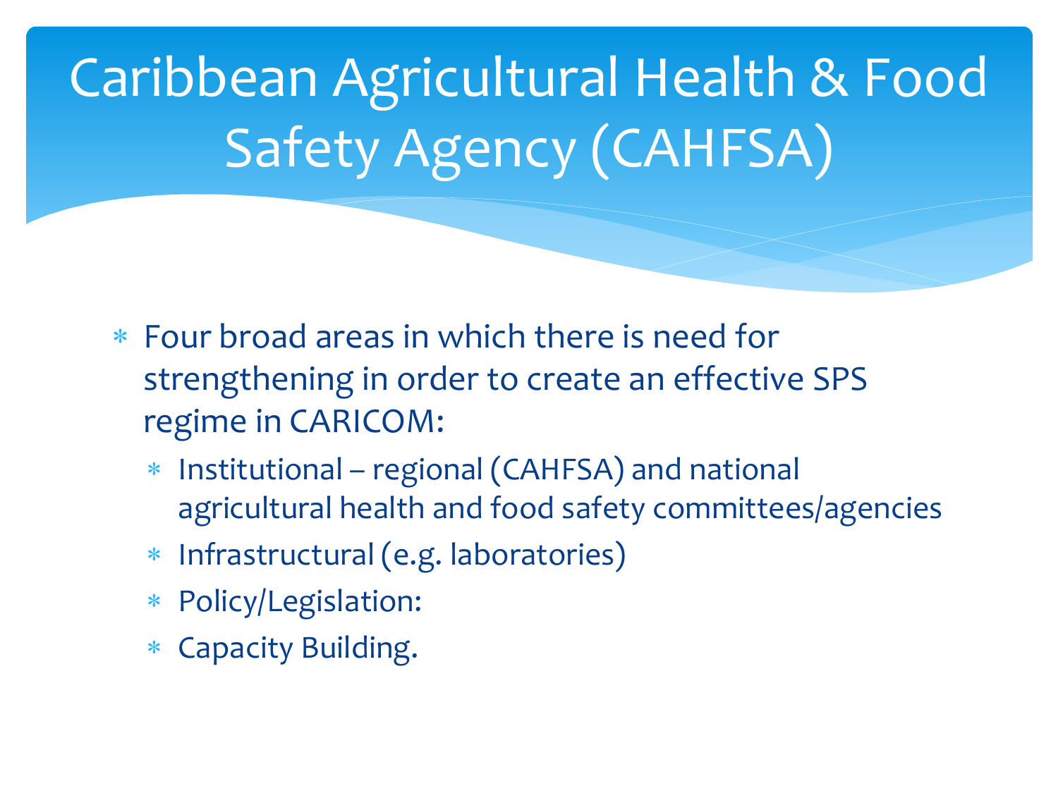# Caribbean Agricultural Health & Food Safety Agency (CAHFSA)

- Four broad areas in which there is need for strengthening in order to create an effective SPS regime in CARICOM:
  - Institutional – regional (CAHFSA) and national agricultural health and food safety committees/agencies
  - Infrastructural (e.g. laboratories)
  - Policy/Legislation:
  - Capacity Building.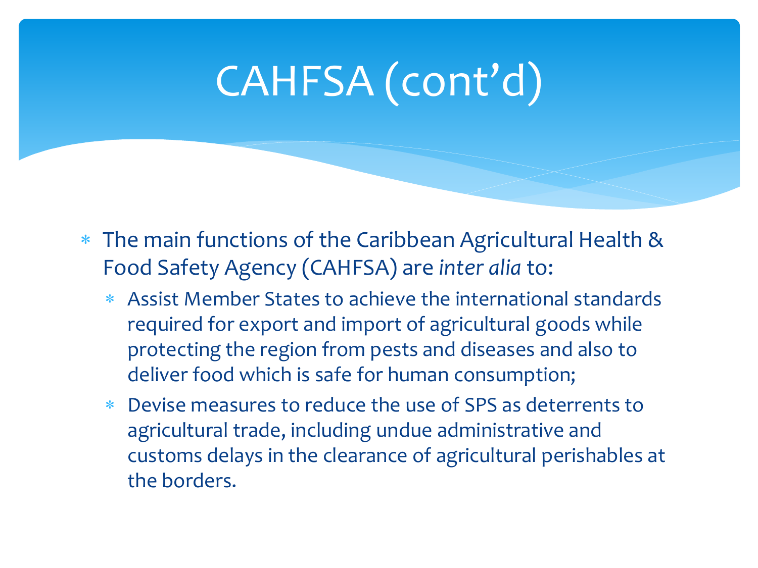# CAHFSA (cont'd)

- The main functions of the Caribbean Agricultural Health & Food Safety Agency (CAHFSA) are *inter alia* to:
  - Assist Member States to achieve the international standards required for export and import of agricultural goods while protecting the region from pests and diseases and also to deliver food which is safe for human consumption;
  - Devise measures to reduce the use of SPS as deterrents to agricultural trade, including undue administrative and customs delays in the clearance of agricultural perishables at the borders.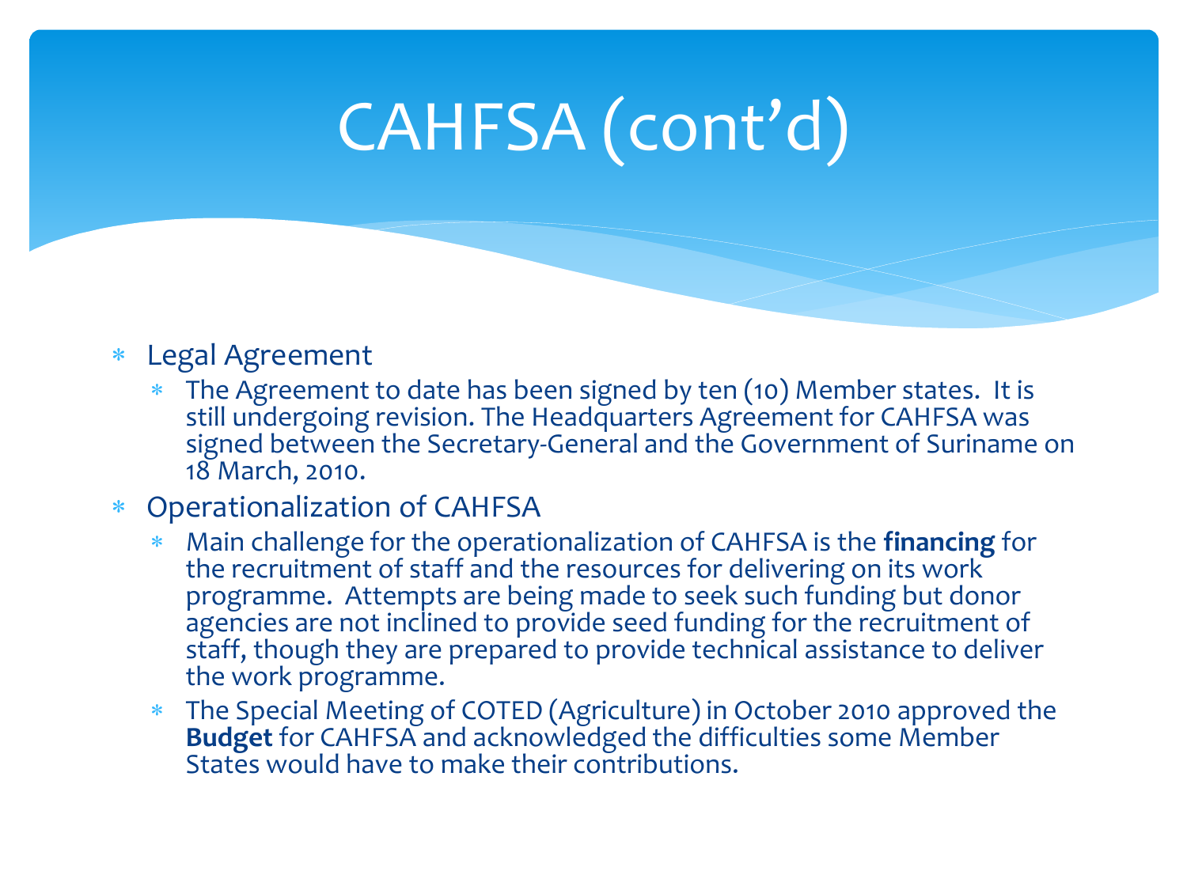# CAHFSA (cont'd)

- Legal Agreement
  - The Agreement to date has been signed by ten (10) Member states. It is still undergoing revision. The Headquarters Agreement for CAHFSA was signed between the Secretary-General and the Government of Suriname on 18 March, 2010.
- Operationalization of CAHFSA
  - Main challenge for the operationalization of CAHFSA is the **financing** for the recruitment of staff and the resources for delivering on its work programme. Attempts are being made to seek such funding but donor agencies are not inclined to provide seed funding for the recruitment of staff, though they are prepared to provide technical assistance to deliver the work programme.
  - The Special Meeting of COTED (Agriculture) in October 2010 approved the **Budget** for CAHFSA and acknowledged the difficulties some Member States would have to make their contributions.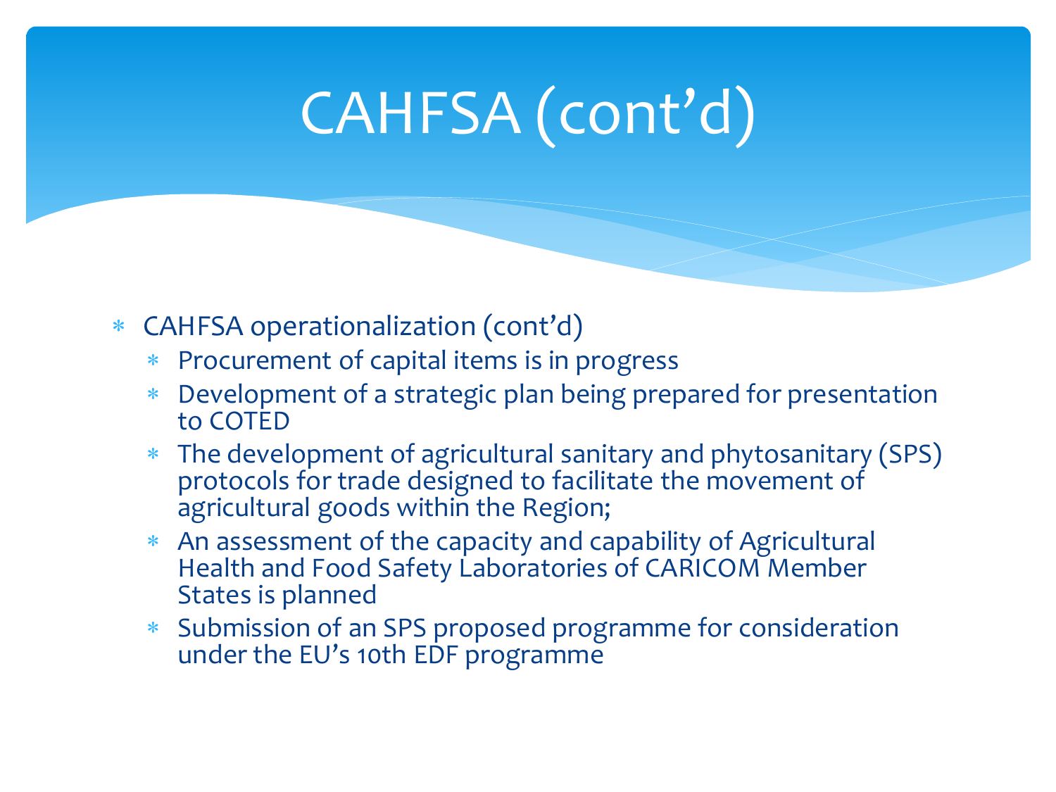# CAHFSA (cont'd)

- CAHFSA operationalization (cont'd)
  - Procurement of capital items is in progress
  - Development of a strategic plan being prepared for presentation to COTED
  - The development of agricultural sanitary and phytosanitary (SPS) protocols for trade designed to facilitate the movement of agricultural goods within the Region;
  - An assessment of the capacity and capability of Agricultural Health and Food Safety Laboratories of CARICOM Member States is planned
  - Submission of an SPS proposed programme for consideration under the EU's 10th EDF programme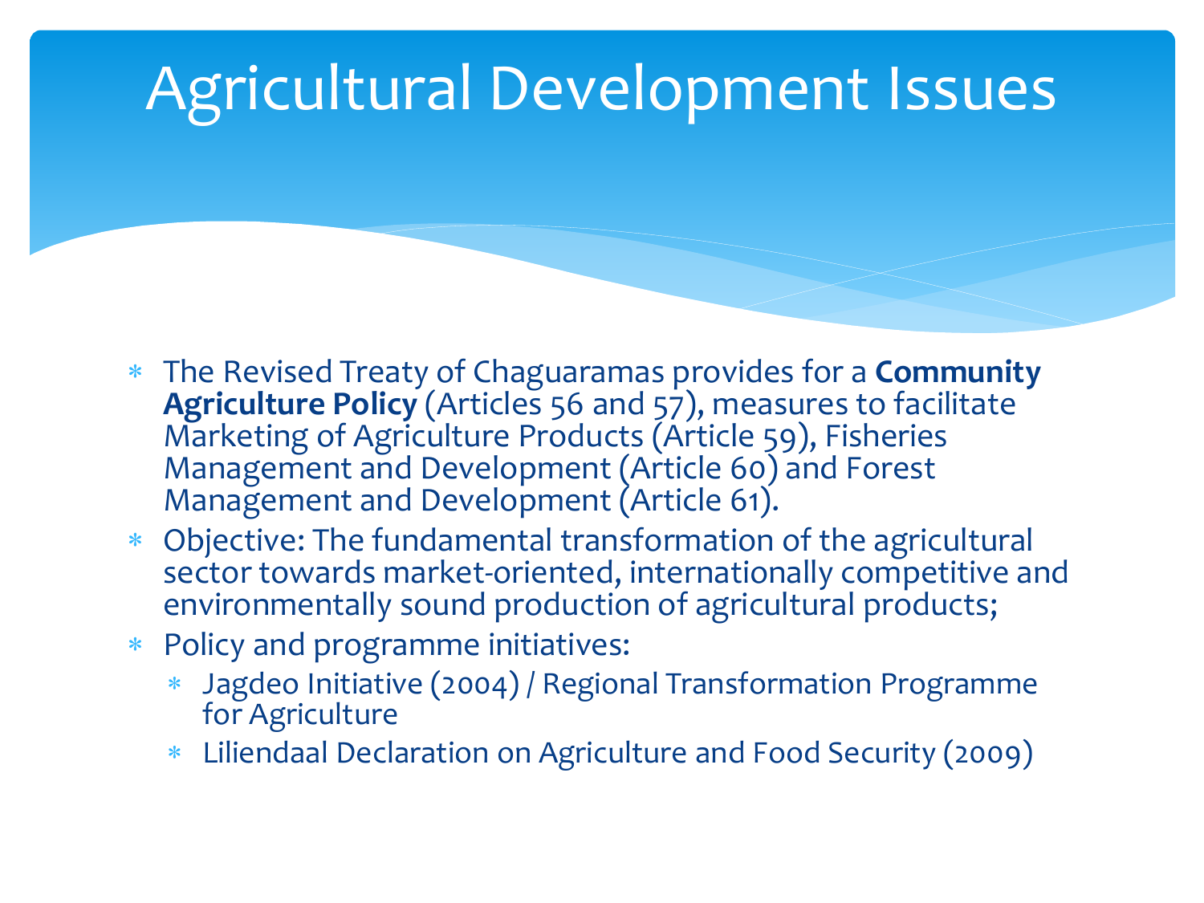# Agricultural Development Issues

- The Revised Treaty of Chaguaramas provides for a **Community Agriculture Policy** (Articles 56 and 57), measures to facilitate Marketing of Agriculture Products (Article 59), Fisheries Management and Development (Article 60) and Forest Management and Development (Article 61).
- Objective: The fundamental transformation of the agricultural sector towards market-oriented, internationally competitive and environmentally sound production of agricultural products;
- Policy and programme initiatives:
  - Jagdeo Initiative (2004) / Regional Transformation Programme for Agriculture
  - Liliendaal Declaration on Agriculture and Food Security (2009)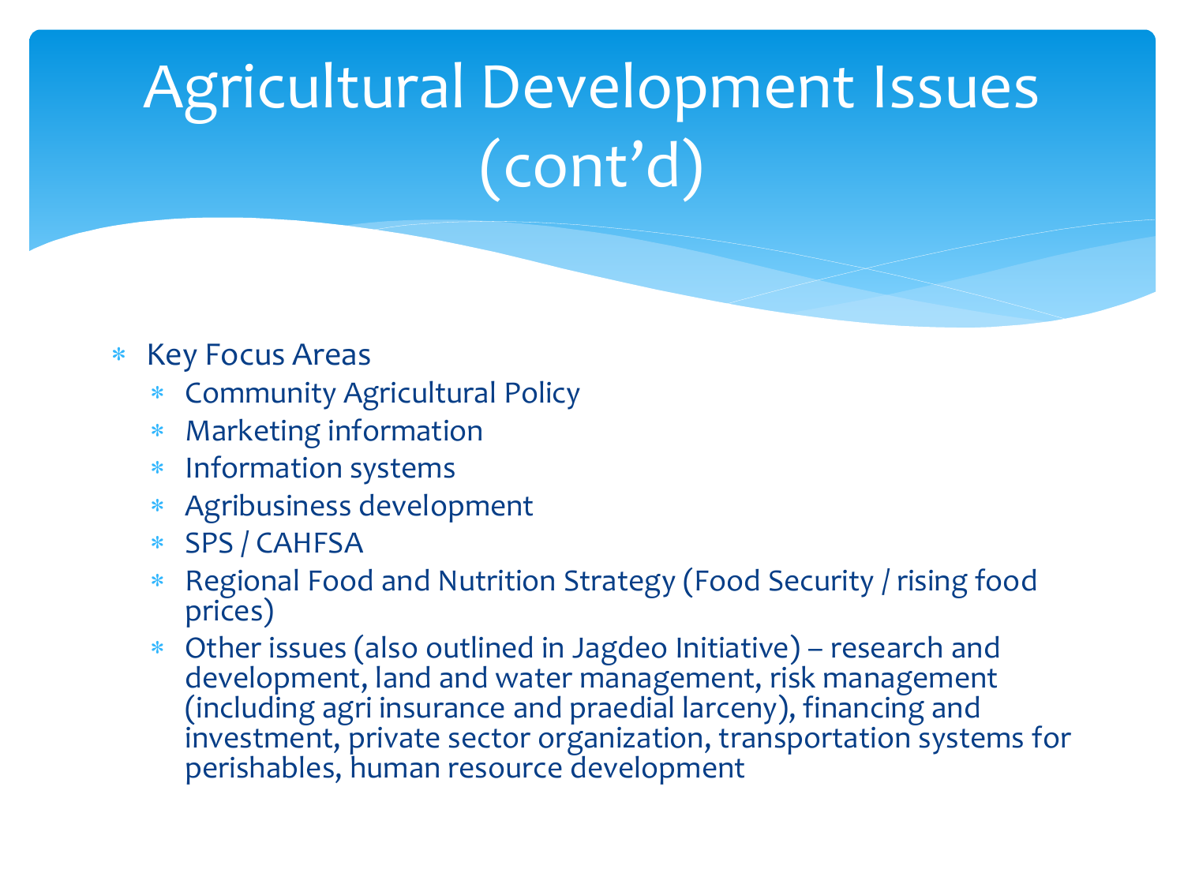# Agricultural Development Issues (cont'd)

- Key Focus Areas
  - Community Agricultural Policy
  - Marketing information
  - Information systems
  - Agribusiness development
  - SPS / CAHFSA
  - Regional Food and Nutrition Strategy (Food Security / rising food prices)
  - Other issues (also outlined in Jagdeo Initiative) – research and development, land and water management, risk management (including agri insurance and praedial larceny), financing and investment, private sector organization, transportation systems for perishables, human resource development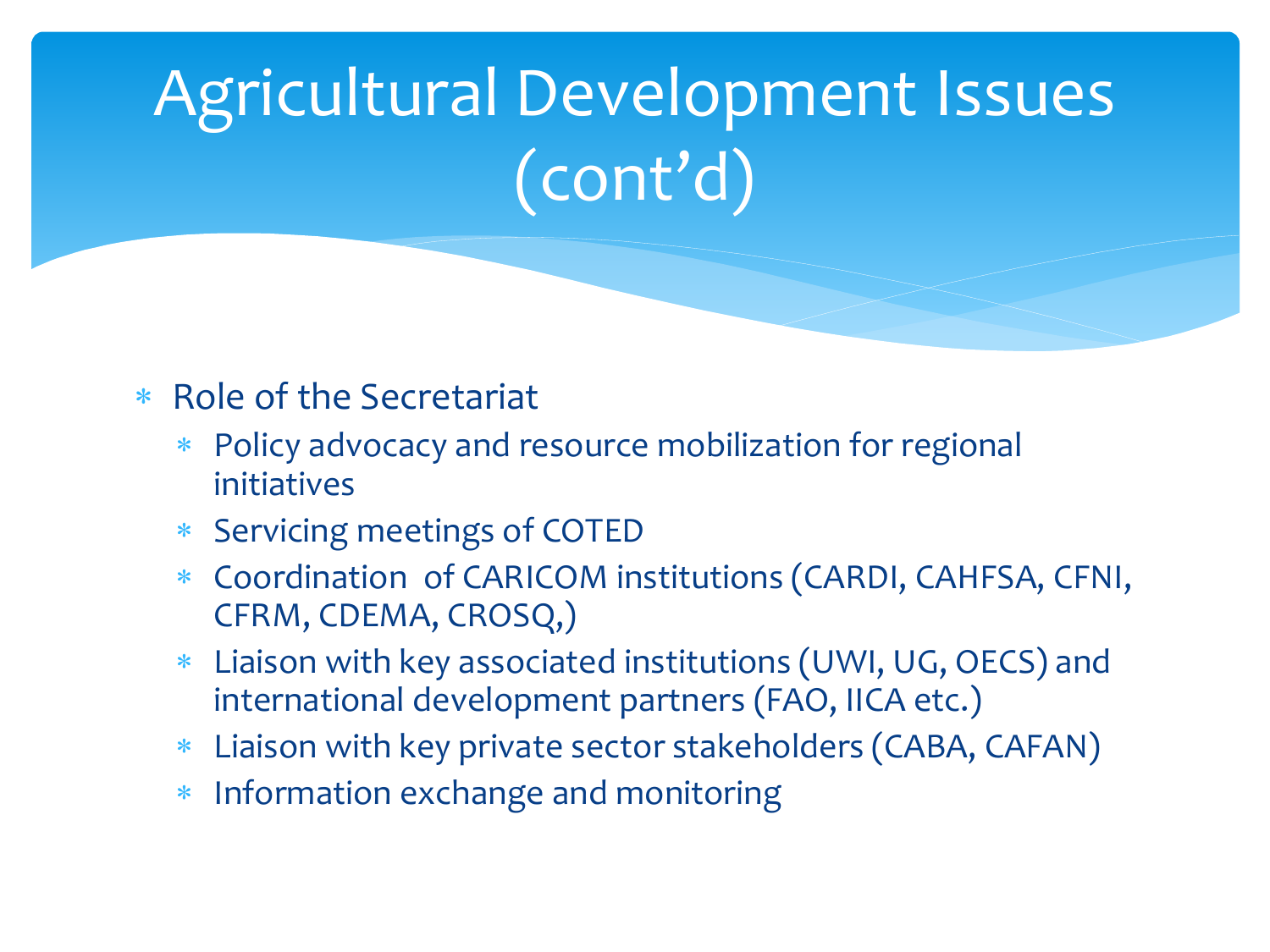# Agricultural Development Issues (cont'd)

- Role of the Secretariat
  - Policy advocacy and resource mobilization for regional initiatives
  - Servicing meetings of COTED
  - Coordination of CARICOM institutions (CARDI, CAHFSA, CFNI, CFRM, CDEMA, CROSQ,)
  - Liaison with key associated institutions (UWI, UG, OECS) and international development partners (FAO, IICA etc.)
  - Liaison with key private sector stakeholders (CABA, CAFAN)
  - Information exchange and monitoring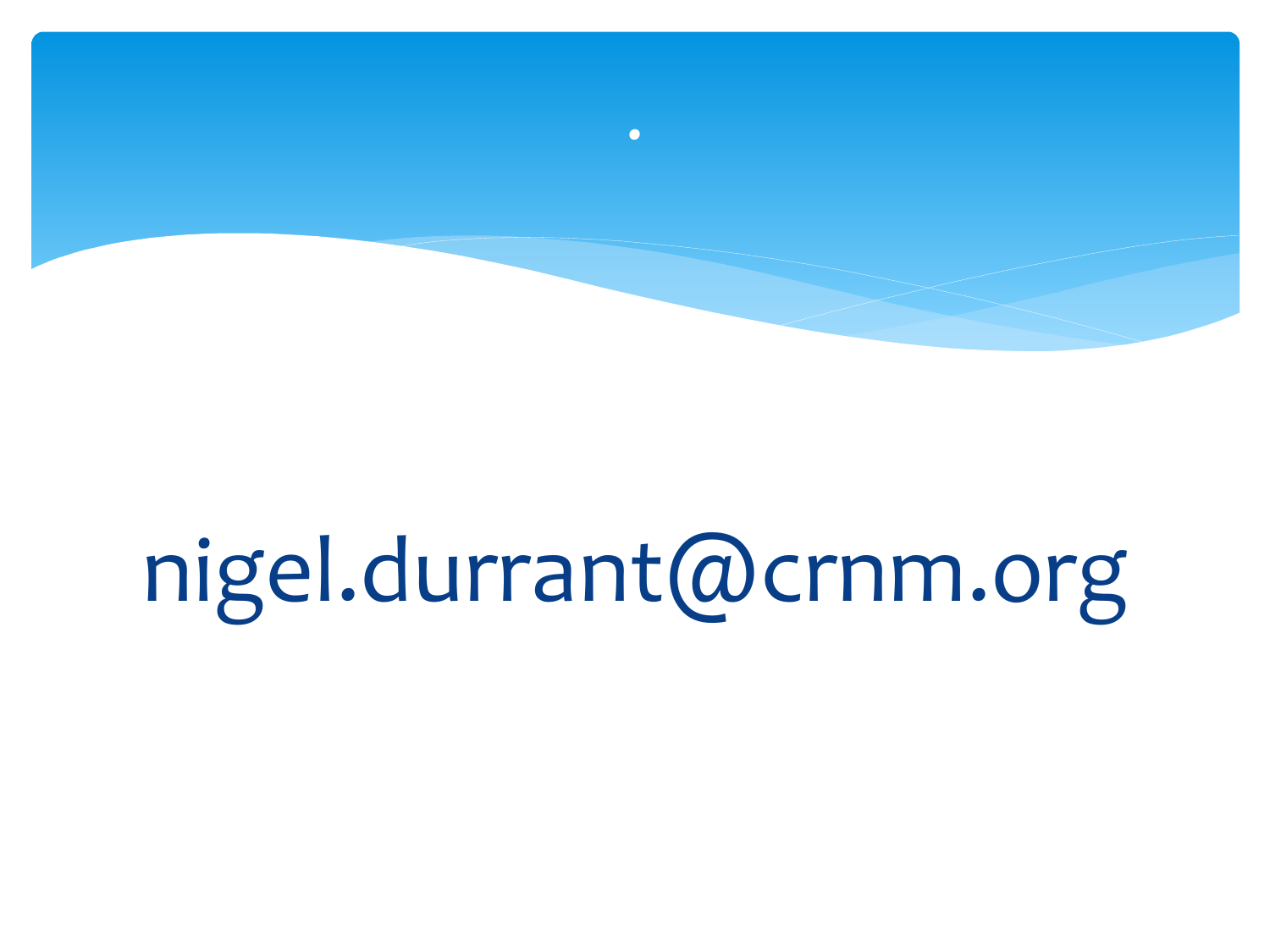nigel.durrant@crnm.org